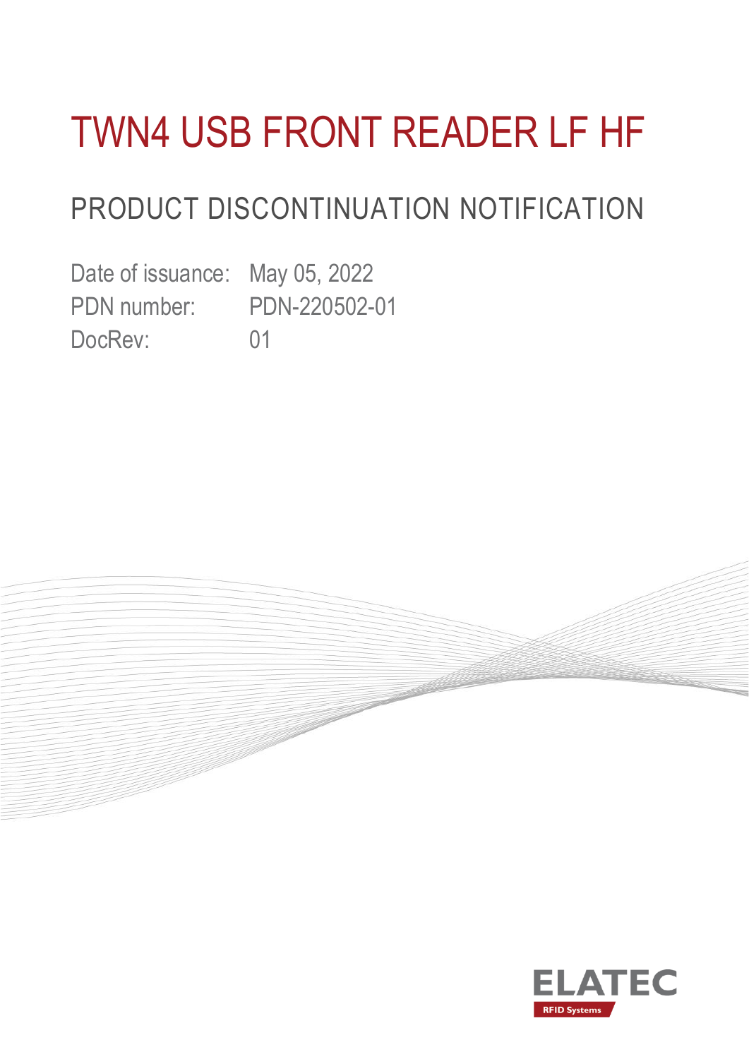# TWN4 USB FRONT READER LF HF

## PRODUCT DISCONTINUATION NOTIFICATION

Date of issuance: May 05, 2022
PDN number: PDN-220502-01
DocRev: 01

ELATEC
RFID Systems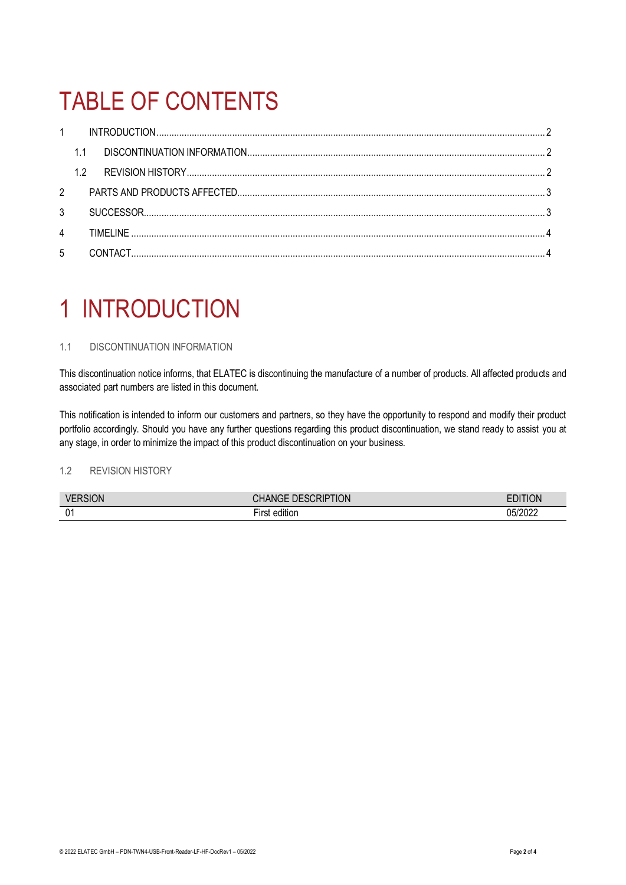# TABLE OF CONTENTS

1 INTRODUCTION ..... 2
  1.1 DISCONTINUATION INFORMATION ..... 2
  1.2 REVISION HISTORY ..... 2
2 PARTS AND PRODUCTS AFFECTED ..... 3
3 SUCCESSOR ..... 3
4 TIMELINE ..... 4
5 CONTACT ..... 4

# 1 INTRODUCTION

## 1.1 DISCONTINUATION INFORMATION

This discontinuation notice informs, that ELATEC is discontinuing the manufacture of a number of products. All affected products and associated part numbers are listed in this document.

This notification is intended to inform our customers and partners, so they have the opportunity to respond and modify their product portfolio accordingly. Should you have any further questions regarding this product discontinuation, we stand ready to assist you at any stage, in order to minimize the impact of this product discontinuation on your business.

## 1.2 REVISION HISTORY

| VERSION | CHANGE DESCRIPTION | EDITION |
|---|---|---|
| 01 | First edition | 05/2022 |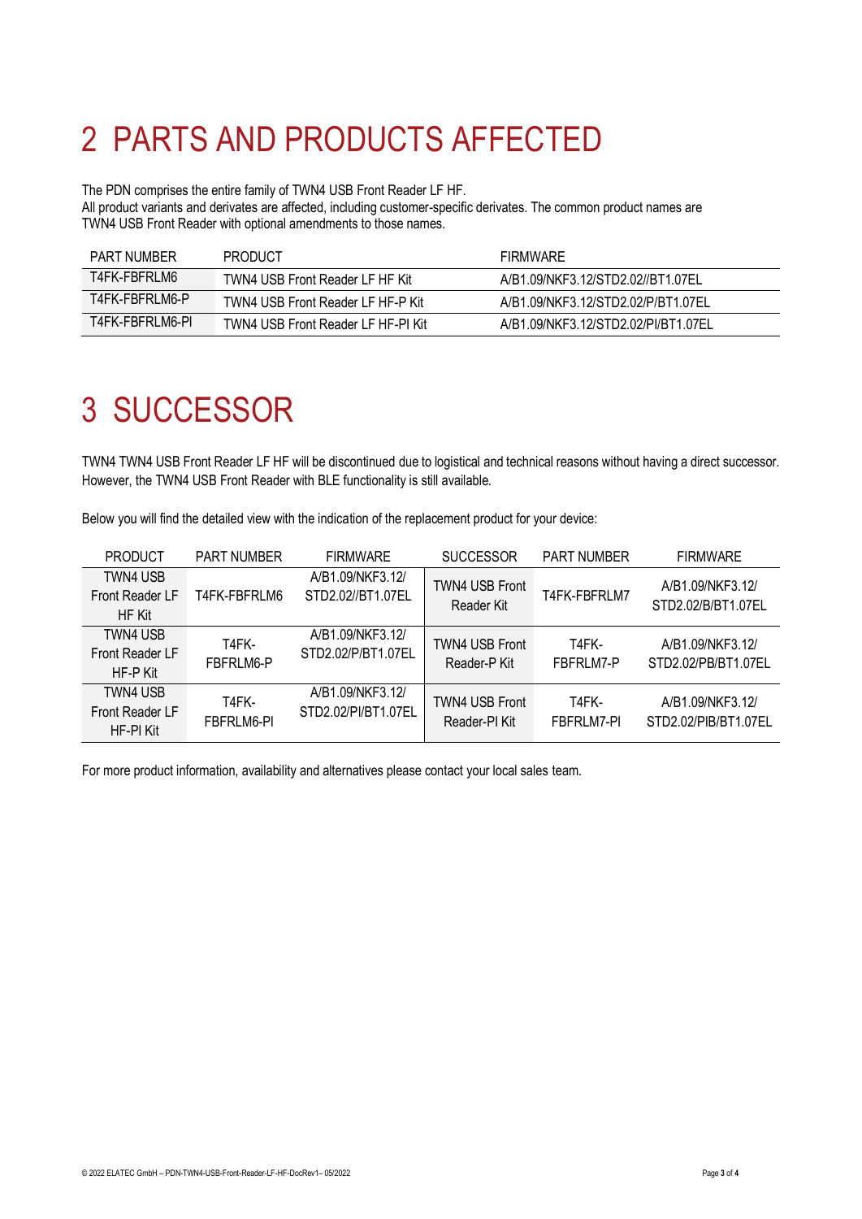# 2 PARTS AND PRODUCTS AFFECTED

The PDN comprises the entire family of TWN4 USB Front Reader LF HF.
All product variants and derivates are affected, including customer-specific derivates. The common product names are TWN4 USB Front Reader with optional amendments to those names.

| PART NUMBER | PRODUCT | FIRMWARE |
|---|---|---|
| T4FK-FBFRLM6 | TWN4 USB Front Reader LF HF Kit | A/B1.09/NKF3.12/STD2.02//BT1.07EL |
| T4FK-FBFRLM6-P | TWN4 USB Front Reader LF HF-P Kit | A/B1.09/NKF3.12/STD2.02/P/BT1.07EL |
| T4FK-FBFRLM6-PI | TWN4 USB Front Reader LF HF-PI Kit | A/B1.09/NKF3.12/STD2.02/PI/BT1.07EL |

# 3 SUCCESSOR

TWN4 TWN4 USB Front Reader LF HF will be discontinued due to logistical and technical reasons without having a direct successor. However, the TWN4 USB Front Reader with BLE functionality is still available.

Below you will find the detailed view with the indication of the replacement product for your device:

| PRODUCT | PART NUMBER | FIRMWARE | SUCCESSOR | PART NUMBER | FIRMWARE |
|---|---|---|---|---|---|
| TWN4 USB Front Reader LF HF Kit | T4FK-FBFRLM6 | A/B1.09/NKF3.12/ STD2.02//BT1.07EL | TWN4 USB Front Reader Kit | T4FK-FBFRLM7 | A/B1.09/NKF3.12/ STD2.02/B/BT1.07EL |
| TWN4 USB Front Reader LF HF-P Kit | T4FK-FBFRLM6-P | A/B1.09/NKF3.12/ STD2.02/P/BT1.07EL | TWN4 USB Front Reader-P Kit | T4FK-FBFRLM7-P | A/B1.09/NKF3.12/ STD2.02/PB/BT1.07EL |
| TWN4 USB Front Reader LF HF-PI Kit | T4FK-FBFRLM6-PI | A/B1.09/NKF3.12/ STD2.02/PI/BT1.07EL | TWN4 USB Front Reader-PI Kit | T4FK-FBFRLM7-PI | A/B1.09/NKF3.12/ STD2.02/PIB/BT1.07EL |

For more product information, availability and alternatives please contact your local sales team.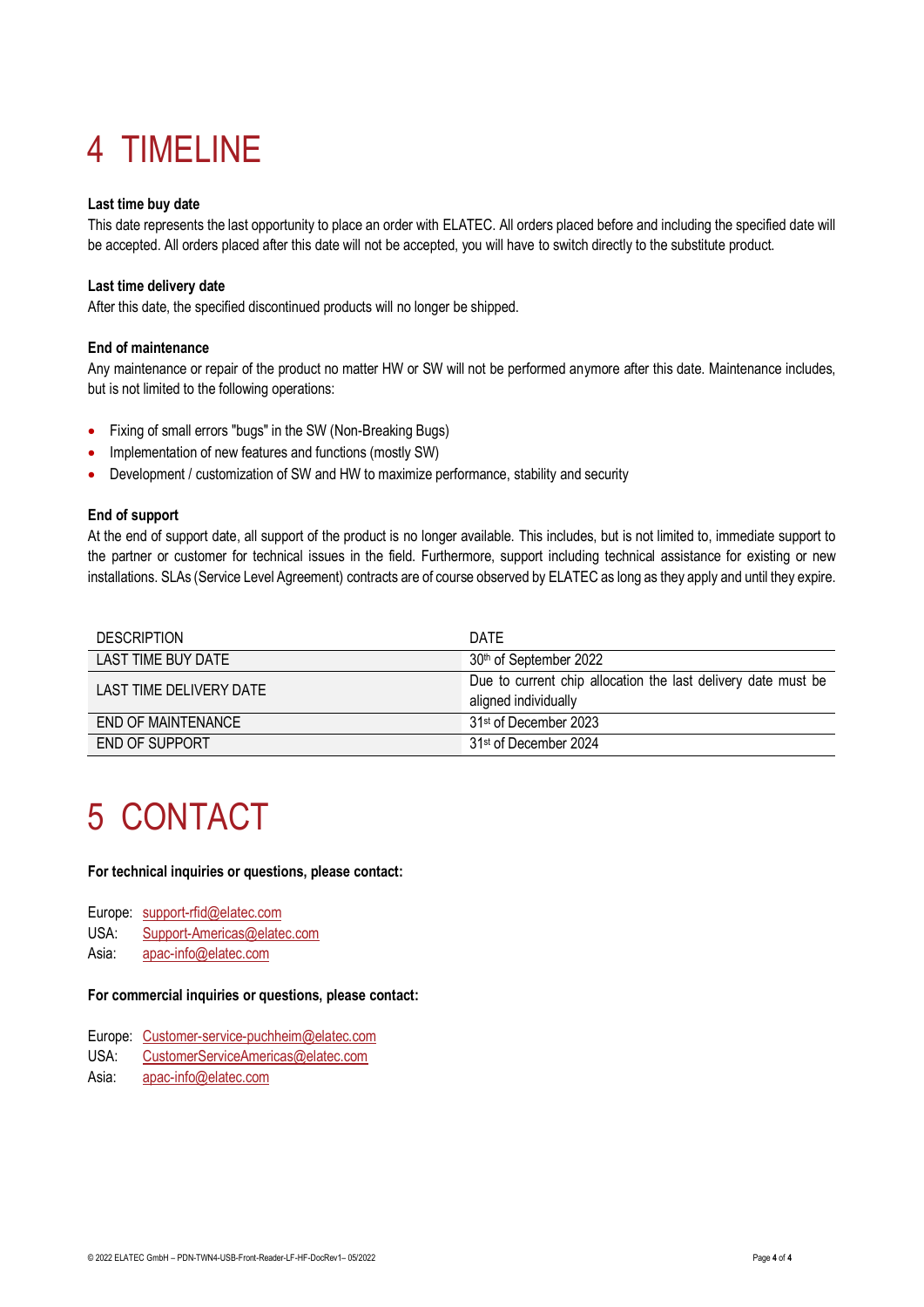# 4 TIMELINE

**Last time buy date**

This date represents the last opportunity to place an order with ELATEC. All orders placed before and including the specified date will be accepted. All orders placed after this date will not be accepted, you will have to switch directly to the substitute product.

**Last time delivery date**

After this date, the specified discontinued products will no longer be shipped.

**End of maintenance**

Any maintenance or repair of the product no matter HW or SW will not be performed anymore after this date. Maintenance includes, but is not limited to the following operations:

- Fixing of small errors "bugs" in the SW (Non-Breaking Bugs)
- Implementation of new features and functions (mostly SW)
- Development / customization of SW and HW to maximize performance, stability and security

**End of support**

At the end of support date, all support of the product is no longer available. This includes, but is not limited to, immediate support to the partner or customer for technical issues in the field. Furthermore, support including technical assistance for existing or new installations. SLAs (Service Level Agreement) contracts are of course observed by ELATEC as long as they apply and until they expire.

| DESCRIPTION | DATE |
|---|---|
| LAST TIME BUY DATE | 30th of September 2022 |
| LAST TIME DELIVERY DATE | Due to current chip allocation the last delivery date must be aligned individually |
| END OF MAINTENANCE | 31st of December 2023 |
| END OF SUPPORT | 31st of December 2024 |

# 5 CONTACT

**For technical inquiries or questions, please contact:**

Europe: support-rfid@elatec.com
USA: Support-Americas@elatec.com
Asia: apac-info@elatec.com

**For commercial inquiries or questions, please contact:**

Europe: Customer-service-puchheim@elatec.com
USA: CustomerServiceAmericas@elatec.com
Asia: apac-info@elatec.com